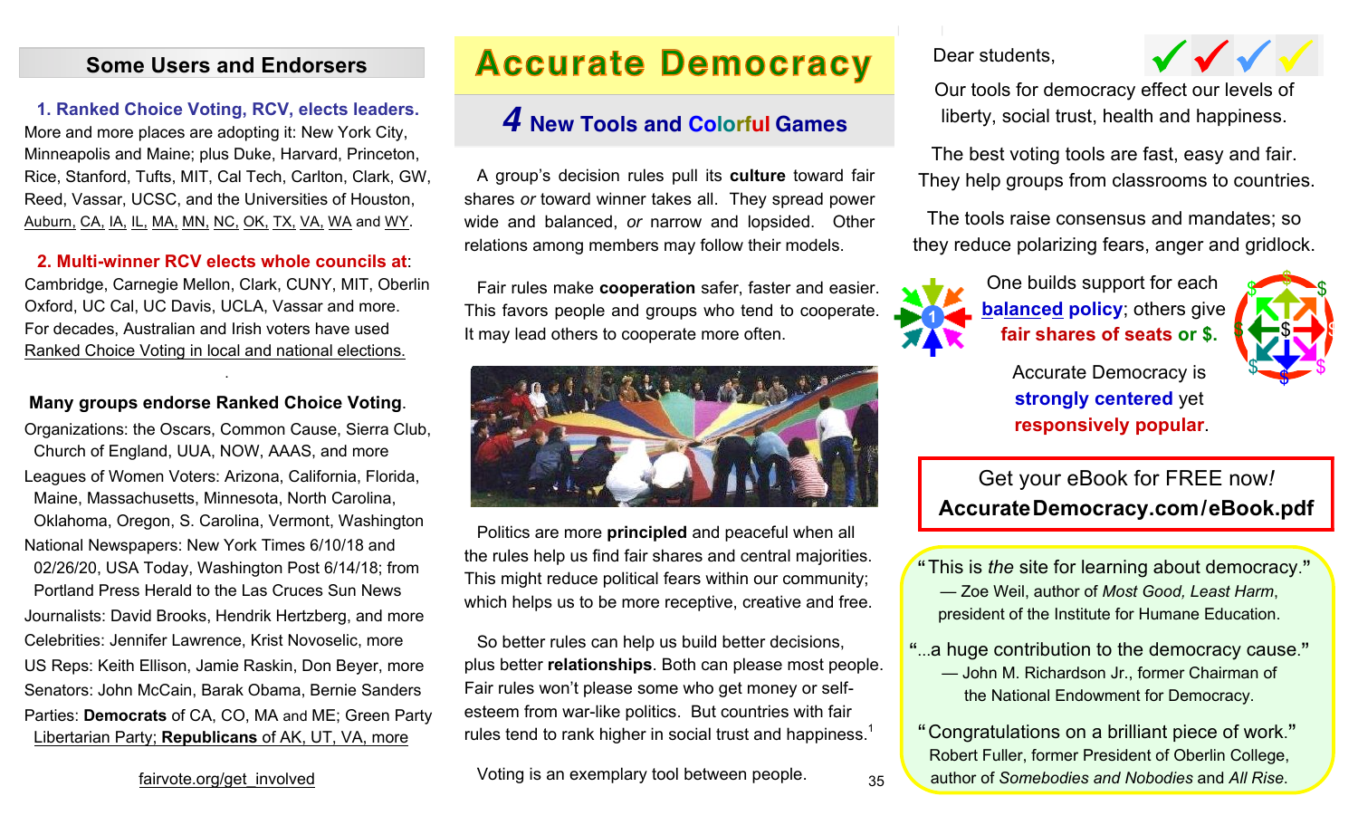## Some Users and Endorsers

**1. Ranked Choice Voting, RCV, elects leaders.**
More and more places are adopting it: New York City, Minneapolis and Maine; plus Duke, Harvard, Princeton, Rice, Stanford, Tufts, MIT, Cal Tech, Carlton, Clark, GW, Reed, Vassar, UCSC, and the Universities of Houston, Auburn, CA, IA, IL, MA, MN, NC, OK, TX, VA, WA and WY.

**2. Multi-winner RCV elects whole councils at**: Cambridge, Carnegie Mellon, Clark, CUNY, MIT, Oberlin Oxford, UC Cal, UC Davis, UCLA, Vassar and more. For decades, Australian and Irish voters have used Ranked Choice Voting in local and national elections.

**Many groups endorse Ranked Choice Voting.**

Organizations: the Oscars, Common Cause, Sierra Club, Church of England, UUA, NOW, AAAS, and more

Leagues of Women Voters: Arizona, California, Florida, Maine, Massachusetts, Minnesota, North Carolina, Oklahoma, Oregon, S. Carolina, Vermont, Washington

National Newspapers: New York Times 6/10/18 and 02/26/20, USA Today, Washington Post 6/14/18; from Portland Press Herald to the Las Cruces Sun News

Journalists: David Brooks, Hendrik Hertzberg, and more

Celebrities: Jennifer Lawrence, Krist Novoselic, more

US Reps: Keith Ellison, Jamie Raskin, Don Beyer, more

Senators: John McCain, Barak Obama, Bernie Sanders

Parties: **Democrats** of CA, CO, MA and ME; Green Party Libertarian Party; **Republicans** of AK, UT, VA, more

fairvote.org/get_involved

# Accurate Democracy

## 4 New Tools and Colorful Games

A group's decision rules pull its **culture** toward fair shares *or* toward winner takes all. They spread power wide and balanced, *or* narrow and lopsided. Other relations among members may follow their models.

Fair rules make **cooperation** safer, faster and easier. This favors people and groups who tend to cooperate. It may lead others to cooperate more often.

Politics are more **principled** and peaceful when all the rules help us find fair shares and central majorities. This might reduce political fears within our community; which helps us to be more receptive, creative and free.

So better rules can help us build better decisions, plus better **relationships**. Both can please most people. Fair rules won't please some who get money or self-esteem from war-like politics. But countries with fair rules tend to rank higher in social trust and happiness.[1]

Voting is an exemplary tool between people.

Dear students,

Our tools for democracy effect our levels of liberty, social trust, health and happiness.

The best voting tools are fast, easy and fair. They help groups from classrooms to countries.

The tools raise consensus and mandates; so they reduce polarizing fears, anger and gridlock.

One builds support for each **balanced policy**; others give **fair shares of seats or $.**

Accurate Democracy is **strongly centered** yet **responsively popular**.

Get your eBook for FREE now!
**AccurateDemocracy.com/eBook.pdf**

"This is *the* site for learning about democracy."
— Zoe Weil, author of *Most Good, Least Harm*, president of the Institute for Humane Education.

"...a huge contribution to the democracy cause."
— John M. Richardson Jr., former Chairman of the National Endowment for Democracy.

"Congratulations on a brilliant piece of work."
Robert Fuller, former President of Oberlin College, author of *Somebodies and Nobodies* and *All Rise*.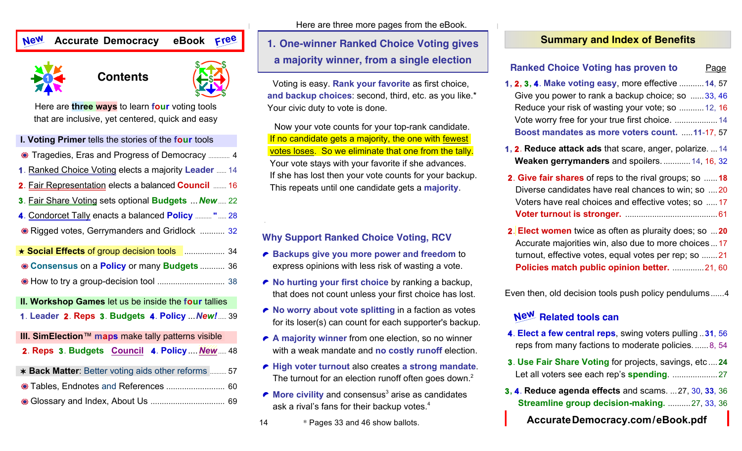**New Accurate Democracy eBook Free**

## Contents

Here are **three ways** to learn **four** voting tools that are inclusive, yet centered, quick and easy

**I. Voting Primer** tells the stories of the **four** tools

- Tragedies, Eras and Progress of Democracy ............ 4
1. Ranked Choice Voting elects a majority **Leader** ...... 14
2. Fair Representation elects a balanced **Council** ....... 16
3. Fair Share Voting sets optional **Budgets** ... ***New*** ..... 22
4. Condorcet Tally enacts a balanced **Policy** .......... " ..... 28
- Rigged votes, Gerrymanders and Gridlock ........... 32

★ **Social Effects** of group decision tools .................. 34

- **Consensus** on a **Policy** or many **Budgets** ........... 36
- How to try a group-decision tool .............................. 38

**II. Workshop Games** let us be inside the **four** tallies

1. **Leader** 2. **Reps** 3. **Budgets** 4. **Policy** ... ***New!*** ..... 39

**III. SimElection™ maps** make tally patterns visible

2. **Reps** 3. **Budgets** **Council** 4. **Policy** .... ***New*** ..... 48

✶ **Back Matter**: Better voting aids other reforms ......... 57

- Tables, Endnotes and References ......................... 60
- Glossary and Index, About Us ................................ 69

Here are three more pages from the eBook.

## 1. One-winner Ranked Choice Voting gives a majority winner, from a single election

Voting is easy. **Rank your favorite** as first choice, **and backup choices**: second, third, etc. as you like.* Your civic duty to vote is done.

Now your vote counts for your top-rank candidate. If no candidate gets a majority, the one with fewest votes loses. So we eliminate that one from the tally. Your vote stays with your favorite if she advances. If she has lost then your vote counts for your backup. This repeats until one candidate gets a **majority**.

### Why Support Ranked Choice Voting, RCV

- **Backups give you more power and freedom** to express opinions with less risk of wasting a vote.
- **No hurting your first choice** by ranking a backup, that does not count unless your first choice has lost.
- **No worry about vote splitting** in a faction as votes for its loser(s) can count for each supporter's backup.
- **A majority winner** from one election, so no winner with a weak mandate and **no costly runoff** election.
- **High voter turnout** also creates **a strong mandate**. The turnout for an election runoff often goes down.[2]
- **More civility** and consensus[3] arise as candidates ask a rival's fans for their backup votes.[4]

\* Pages 33 and 46 show ballots.

## Summary and Index of Benefits

**Ranked Choice Voting has proven to** — Page

**1, 2, 3, 4. Make voting easy**, more effective ........... 14, 57
Give you power to rank a backup choice; so ...... 33, 46
Reduce your risk of wasting your vote; so ........... 12, 16
Vote worry free for your true first choice. ................... 14
**Boost mandates as more voters count.** ..... 11-17, 57

**1, 2. Reduce attack ads** that scare, anger, polarize. ... 14
**Weaken gerrymanders** and spoilers. ............ 14, 16, 32

**2. Give fair shares** of reps to the rival groups; so ...... 18
Diverse candidates have real chances to win; so .... 20
Voters have real choices and effective votes; so ..... 17
**Voter turnout is stronger.** ........................................ 61

**2. Elect women** twice as often as plurality does; so ... 20
Accurate majorities win, also due to more choices ... 17
turnout, effective votes, equal votes per rep; so ....... 21
**Policies match public opinion better.** .............. 21, 60

Even then, old decision tools push policy pendulums ...... 4

**New Related tools can**

**4. Elect a few central reps**, swing voters pulling .. 31, 56
reps from many factions to moderate policies. ...... 8, 54

**3. Use Fair Share Voting** for projects, savings, etc .... 24
Let all voters see each rep's **spending**. ................... 27

**3, 4. Reduce agenda effects** and scams. ... 27, 30, 33, 36
**Streamline group decision-making.** .......... 27, 33, 36

**AccurateDemocracy.com/eBook.pdf**